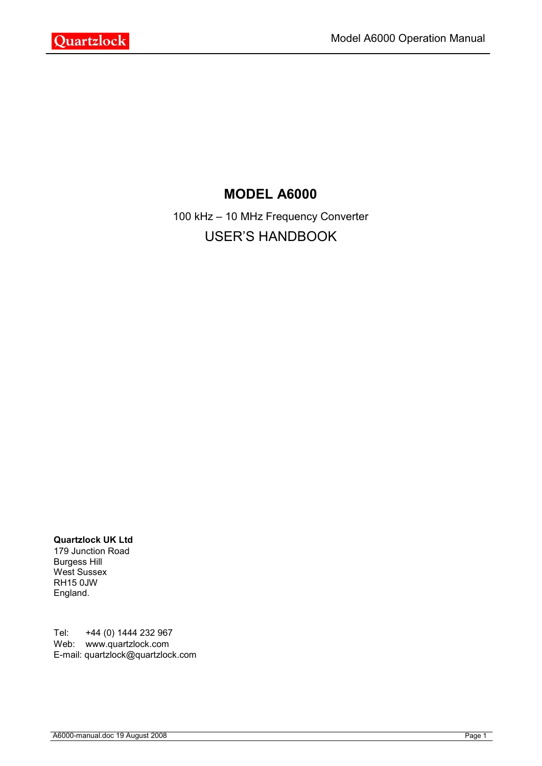# MODEL A6000

100 kHz – 10 MHz Frequency Converter

## USER'S HANDBOOK

**Quartzlock UK Ltd**
179 Junction Road
Burgess Hill
West Sussex
RH15 0JW
England.

Tel: +44 (0) 1444 232 967
Web: www.quartzlock.com
E-mail: quartzlock@quartzlock.com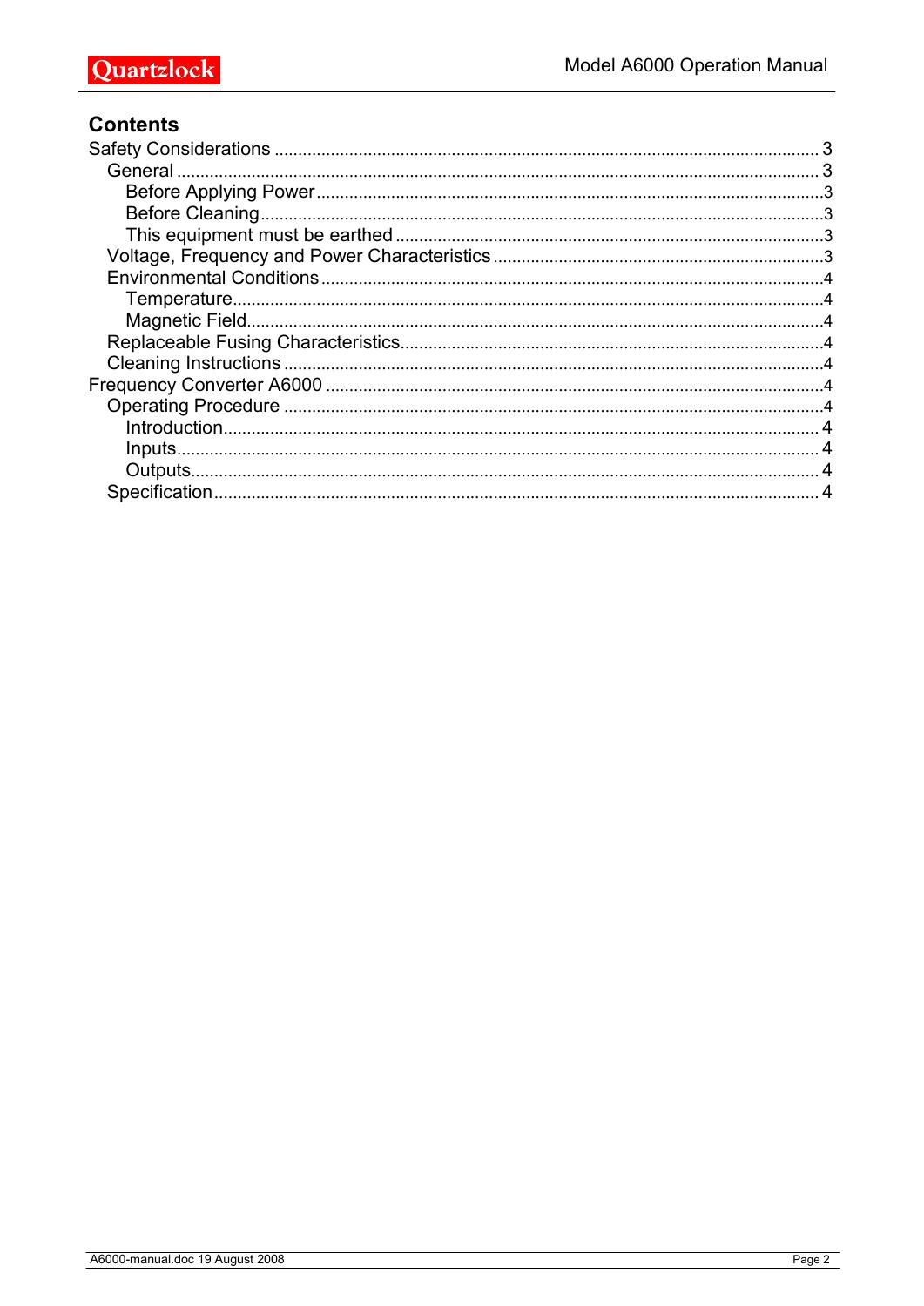## Contents

- Safety Considerations ........................................ 3
  - General ........................................ 3
    - Before Applying Power ........................................ 3
    - Before Cleaning ........................................ 3
    - This equipment must be earthed ........................................ 3
  - Voltage, Frequency and Power Characteristics ........................................ 3
  - Environmental Conditions ........................................ 4
    - Temperature ........................................ 4
    - Magnetic Field ........................................ 4
  - Replaceable Fusing Characteristics ........................................ 4
  - Cleaning Instructions ........................................ 4
- Frequency Converter A6000 ........................................ 4
  - Operating Procedure ........................................ 4
    - Introduction ........................................ 4
    - Inputs ........................................ 4
    - Outputs ........................................ 4
  - Specification ........................................ 4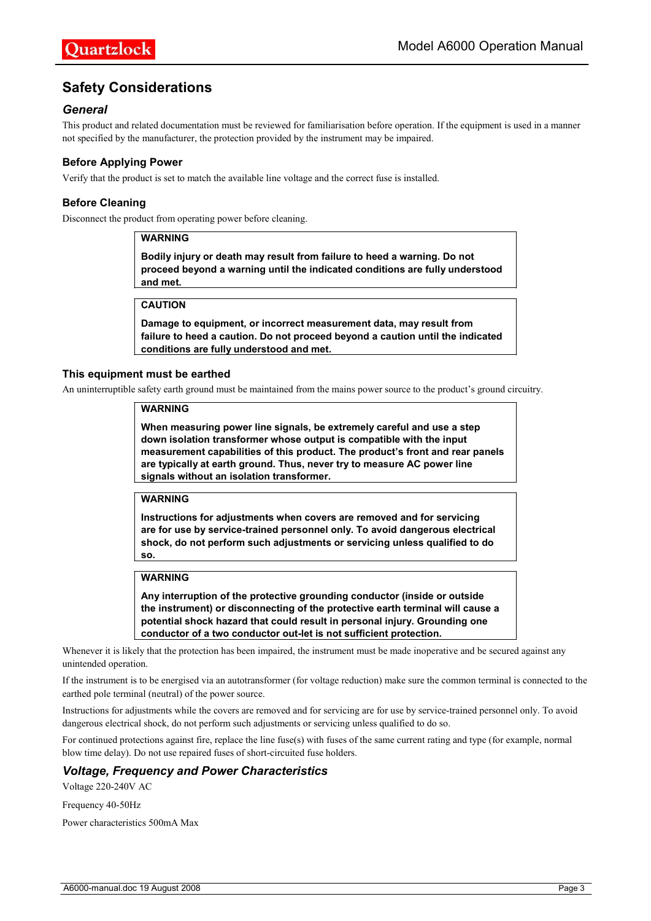## Safety Considerations

### *General*

This product and related documentation must be reviewed for familiarisation before operation. If the equipment is used in a manner not specified by the manufacturer, the protection provided by the instrument may be impaired.

#### Before Applying Power

Verify that the product is set to match the available line voltage and the correct fuse is installed.

#### Before Cleaning

Disconnect the product from operating power before cleaning.

> **WARNING**
>
> **Bodily injury or death may result from failure to heed a warning. Do not proceed beyond a warning until the indicated conditions are fully understood and met.**

> **CAUTION**
>
> **Damage to equipment, or incorrect measurement data, may result from failure to heed a caution. Do not proceed beyond a caution until the indicated conditions are fully understood and met.**

#### This equipment must be earthed

An uninterruptible safety earth ground must be maintained from the mains power source to the product's ground circuitry.

> **WARNING**
>
> **When measuring power line signals, be extremely careful and use a step down isolation transformer whose output is compatible with the input measurement capabilities of this product. The product's front and rear panels are typically at earth ground. Thus, never try to measure AC power line signals without an isolation transformer.**

> **WARNING**
>
> **Instructions for adjustments when covers are removed and for servicing are for use by service-trained personnel only. To avoid dangerous electrical shock, do not perform such adjustments or servicing unless qualified to do so.**

> **WARNING**
>
> **Any interruption of the protective grounding conductor (inside or outside the instrument) or disconnecting of the protective earth terminal will cause a potential shock hazard that could result in personal injury. Grounding one conductor of a two conductor out-let is not sufficient protection.**

Whenever it is likely that the protection has been impaired, the instrument must be made inoperative and be secured against any unintended operation.

If the instrument is to be energised via an autotransformer (for voltage reduction) make sure the common terminal is connected to the earthed pole terminal (neutral) of the power source.

Instructions for adjustments while the covers are removed and for servicing are for use by service-trained personnel only. To avoid dangerous electrical shock, do not perform such adjustments or servicing unless qualified to do so.

For continued protections against fire, replace the line fuse(s) with fuses of the same current rating and type (for example, normal blow time delay). Do not use repaired fuses of short-circuited fuse holders.

### *Voltage, Frequency and Power Characteristics*

Voltage 220-240V AC

Frequency 40-50Hz

Power characteristics 500mA Max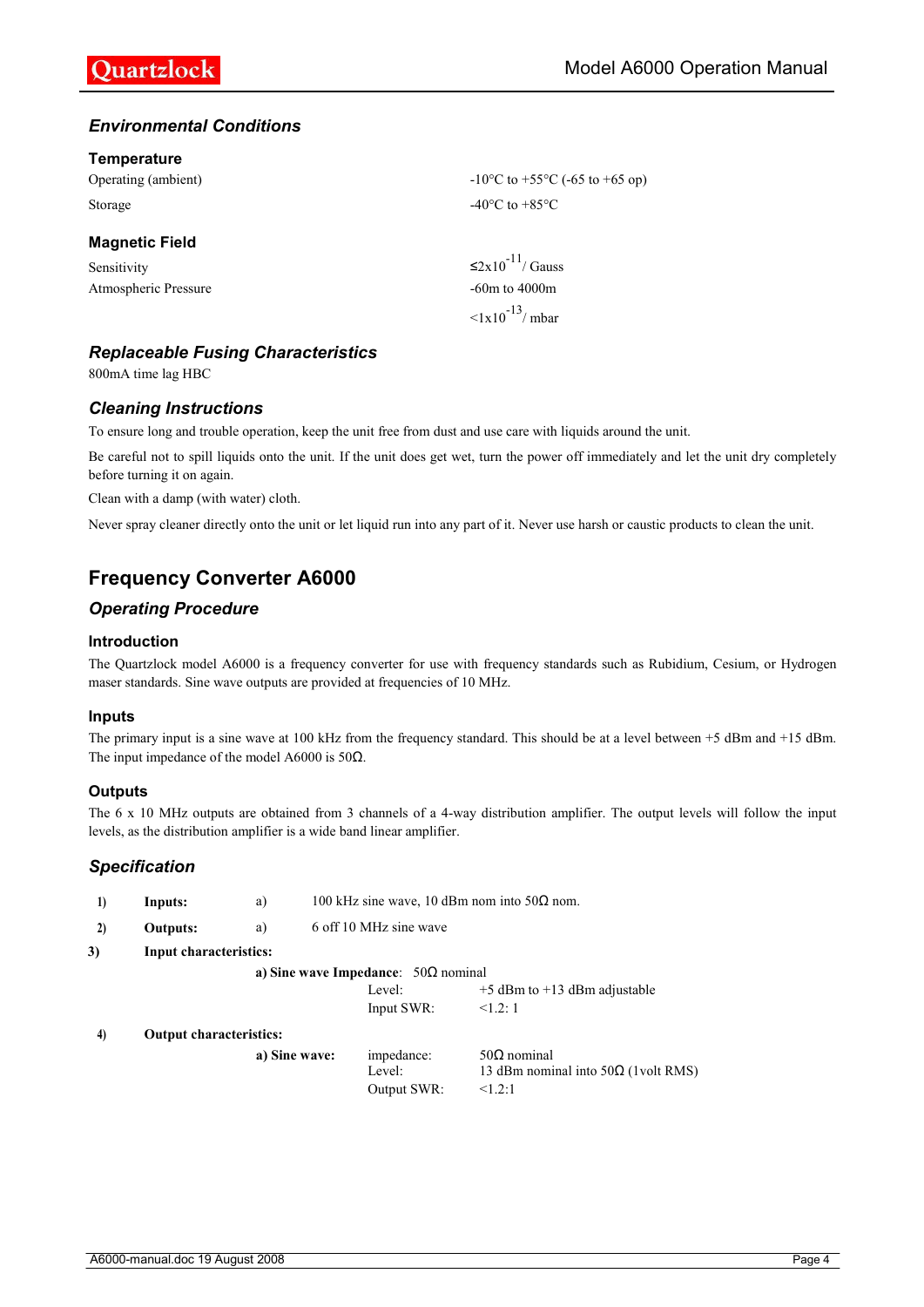## *Environmental Conditions*

### Temperature

| | |
|---|---|
| Operating (ambient) | -10°C to +55°C (-65 to +65 op) |
| Storage | -40°C to +85°C |

### Magnetic Field

| | |
|---|---|
| Sensitivity | $\leq 2x10^{-11}$/ Gauss |
| Atmospheric Pressure | -60m to 4000m |
| | $<1x10^{-13}$/ mbar |

## *Replaceable Fusing Characteristics*

800mA time lag HBC

## *Cleaning Instructions*

To ensure long and trouble operation, keep the unit free from dust and use care with liquids around the unit.

Be careful not to spill liquids onto the unit. If the unit does get wet, turn the power off immediately and let the unit dry completely before turning it on again.

Clean with a damp (with water) cloth.

Never spray cleaner directly onto the unit or let liquid run into any part of it. Never use harsh or caustic products to clean the unit.

# Frequency Converter A6000

## *Operating Procedure*

### Introduction

The Quartzlock model A6000 is a frequency converter for use with frequency standards such as Rubidium, Cesium, or Hydrogen maser standards. Sine wave outputs are provided at frequencies of 10 MHz.

### Inputs

The primary input is a sine wave at 100 kHz from the frequency standard. This should be at a level between +5 dBm and +15 dBm. The input impedance of the model A6000 is 50Ω.

### Outputs

The 6 x 10 MHz outputs are obtained from 3 channels of a 4-way distribution amplifier. The output levels will follow the input levels, as the distribution amplifier is a wide band linear amplifier.

## *Specification*

1) **Inputs:** a) 100 kHz sine wave, 10 dBm nom into 50Ω nom.

2) **Outputs:** a) 6 off 10 MHz sine wave

3) **Input characteristics:**

**a) Sine wave Impedance**: 50Ω nominal
- Level: +5 dBm to +13 dBm adjustable
- Input SWR: <1.2: 1

4) **Output characteristics:**

**a) Sine wave:**
- impedance: 50Ω nominal
- Level: 13 dBm nominal into 50Ω (1volt RMS)
- Output SWR: <1.2:1